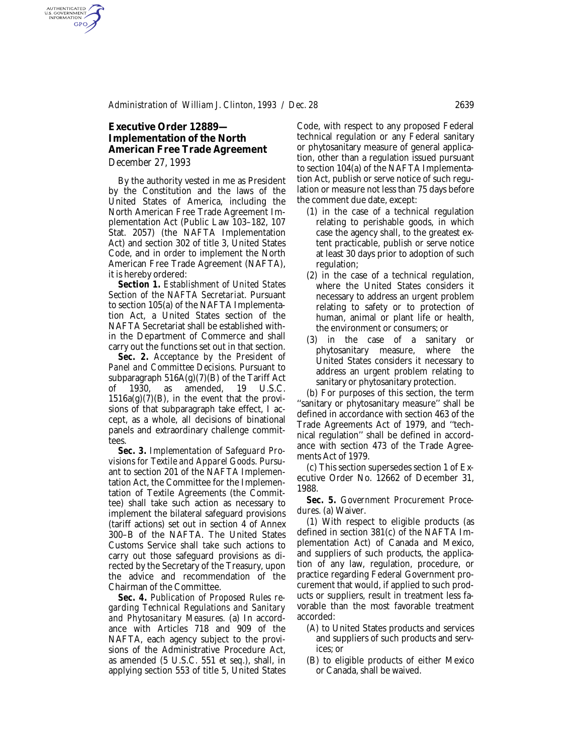## Executive Order 12889—Implementation of the North American Free Trade Agreement

December 27, 1993

By the authority vested in me as President by the Constitution and the laws of the United States of America, including the North American Free Trade Agreement Implementation Act (Public Law 103–182, 107 Stat. 2057) (the NAFTA Implementation Act) and section 302 of title 3, United States Code, and in order to implement the North American Free Trade Agreement (NAFTA), it is hereby ordered:

**Section 1.** *Establishment of United States Section of the NAFTA Secretariat.* Pursuant to section 105(a) of the NAFTA Implementation Act, a United States section of the NAFTA Secretariat shall be established within the Department of Commerce and shall carry out the functions set out in that section.

**Sec. 2.** *Acceptance by the President of Panel and Committee Decisions.* Pursuant to subparagraph 516A(g)(7)(B) of the Tariff Act of 1930, as amended, 19 U.S.C. 1516a(g)(7)(B), in the event that the provisions of that subparagraph take effect, I accept, as a whole, all decisions of binational panels and extraordinary challenge committees.

**Sec. 3.** *Implementation of Safeguard Provisions for Textile and Apparel Goods.* Pursuant to section 201 of the NAFTA Implementation Act, the Committee for the Implementation of Textile Agreements (the Committee) shall take such action as necessary to implement the bilateral safeguard provisions (tariff actions) set out in section 4 of Annex 300–B of the NAFTA. The United States Customs Service shall take such actions to carry out those safeguard provisions as directed by the Secretary of the Treasury, upon the advice and recommendation of the Chairman of the Committee.

**Sec. 4.** *Publication of Proposed Rules regarding Technical Regulations and Sanitary and Phytosanitary Measures.* (a) In accordance with Articles 718 and 909 of the NAFTA, each agency subject to the provisions of the Administrative Procedure Act, as amended (5 U.S.C. 551 et seq.), shall, in applying section 553 of title 5, United States Code, with respect to any proposed Federal technical regulation or any Federal sanitary or phytosanitary measure of general application, other than a regulation issued pursuant to section 104(a) of the NAFTA Implementation Act, publish or serve notice of such regulation or measure not less than 75 days before the comment due date, except:

(1) in the case of a technical regulation relating to perishable goods, in which case the agency shall, to the greatest extent practicable, publish or serve notice at least 30 days prior to adoption of such regulation;

(2) in the case of a technical regulation, where the United States considers it necessary to address an urgent problem relating to safety or to protection of human, animal or plant life or health, the environment or consumers; or

(3) in the case of a sanitary or phytosanitary measure, where the United States considers it necessary to address an urgent problem relating to sanitary or phytosanitary protection.

(b) For purposes of this section, the term "sanitary or phytosanitary measure" shall be defined in accordance with section 463 of the Trade Agreements Act of 1979, and "technical regulation" shall be defined in accordance with section 473 of the Trade Agreements Act of 1979.

(c) This section supersedes section 1 of Executive Order No. 12662 of December 31, 1988.

**Sec. 5.** *Government Procurement Procedures.* (a) Waiver.

(1) With respect to eligible products (as defined in section 381(c) of the NAFTA Implementation Act) of Canada and Mexico, and suppliers of such products, the application of any law, regulation, procedure, or practice regarding Federal Government procurement that would, if applied to such products or suppliers, result in treatment less favorable than the most favorable treatment accorded:

(A) to United States products and services and suppliers of such products and services; or

(B) to eligible products of either Mexico or Canada, shall be waived.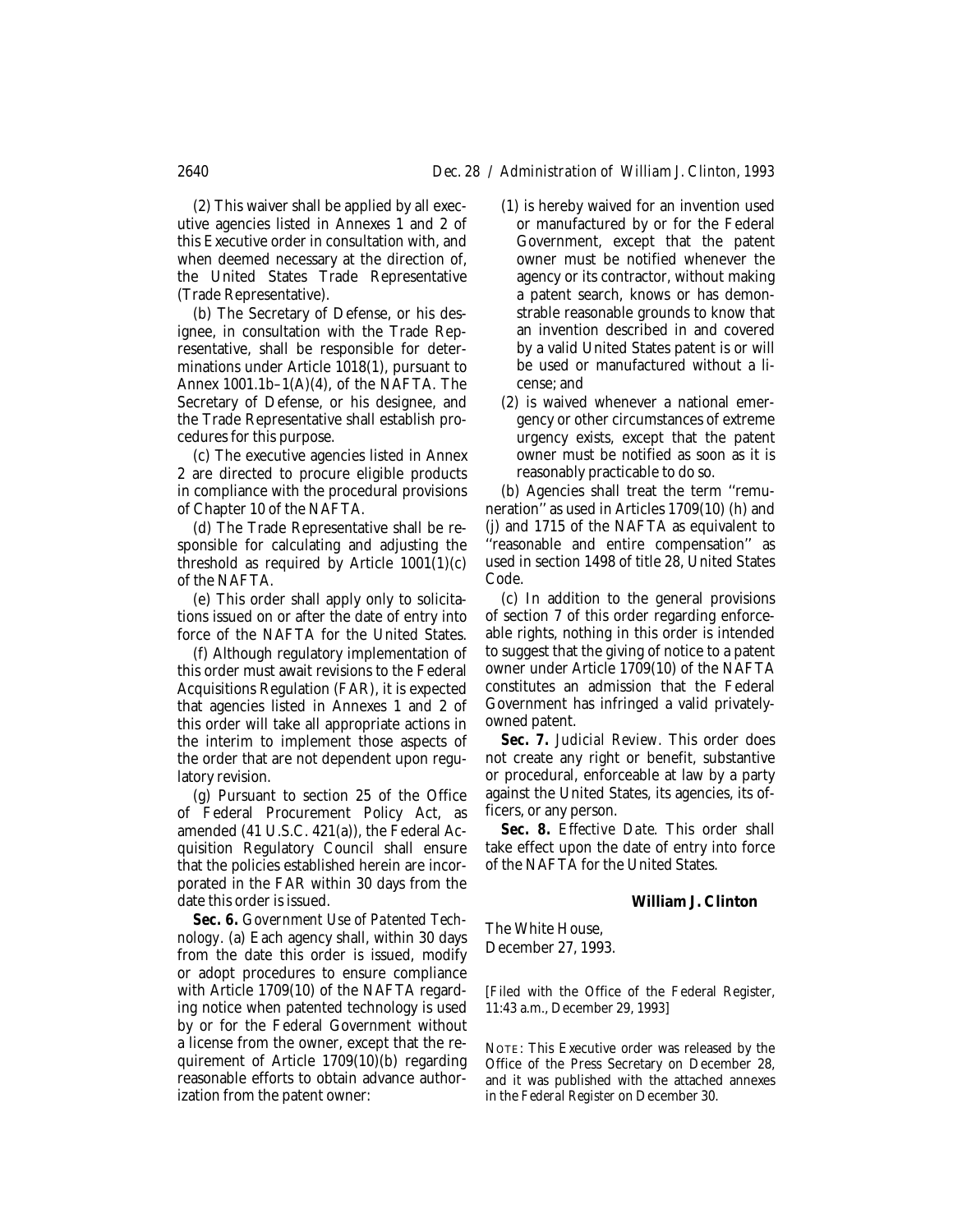(2) This waiver shall be applied by all executive agencies listed in Annexes 1 and 2 of this Executive order in consultation with, and when deemed necessary at the direction of, the United States Trade Representative (Trade Representative).

(b) The Secretary of Defense, or his designee, in consultation with the Trade Representative, shall be responsible for determinations under Article 1018(1), pursuant to Annex 1001.1b–1(A)(4), of the NAFTA. The Secretary of Defense, or his designee, and the Trade Representative shall establish procedures for this purpose.

(c) The executive agencies listed in Annex 2 are directed to procure eligible products in compliance with the procedural provisions of Chapter 10 of the NAFTA.

(d) The Trade Representative shall be responsible for calculating and adjusting the threshold as required by Article 1001(1)(c) of the NAFTA.

(e) This order shall apply only to solicitations issued on or after the date of entry into force of the NAFTA for the United States.

(f) Although regulatory implementation of this order must await revisions to the Federal Acquisitions Regulation (FAR), it is expected that agencies listed in Annexes 1 and 2 of this order will take all appropriate actions in the interim to implement those aspects of the order that are not dependent upon regulatory revision.

(g) Pursuant to section 25 of the Office of Federal Procurement Policy Act, as amended (41 U.S.C. 421(a)), the Federal Acquisition Regulatory Council shall ensure that the policies established herein are incorporated in the FAR within 30 days from the date this order is issued.

**Sec. 6.** *Government Use of Patented Technology.* (a) Each agency shall, within 30 days from the date this order is issued, modify or adopt procedures to ensure compliance with Article 1709(10) of the NAFTA regarding notice when patented technology is used by or for the Federal Government without a license from the owner, except that the requirement of Article 1709(10)(b) regarding reasonable efforts to obtain advance authorization from the patent owner:

(1) is hereby waived for an invention used or manufactured by or for the Federal Government, except that the patent owner must be notified whenever the agency or its contractor, without making a patent search, knows or has demonstrable reasonable grounds to know that an invention described in and covered by a valid United States patent is or will be used or manufactured without a license; and

(2) is waived whenever a national emergency or other circumstances of extreme urgency exists, except that the patent owner must be notified as soon as it is reasonably practicable to do so.

(b) Agencies shall treat the term "remuneration" as used in Articles 1709(10) (h) and (j) and 1715 of the NAFTA as equivalent to "reasonable and entire compensation" as used in section 1498 of title 28, United States Code.

(c) In addition to the general provisions of section 7 of this order regarding enforceable rights, nothing in this order is intended to suggest that the giving of notice to a patent owner under Article 1709(10) of the NAFTA constitutes an admission that the Federal Government has infringed a valid privately-owned patent.

**Sec. 7.** *Judicial Review.* This order does not create any right or benefit, substantive or procedural, enforceable at law by a party against the United States, its agencies, its officers, or any person.

**Sec. 8.** *Effective Date.* This order shall take effect upon the date of entry into force of the NAFTA for the United States.

**William J. Clinton**

The White House,
December 27, 1993.

[Filed with the Office of the Federal Register, 11:43 a.m., December 29, 1993]

NOTE: This Executive order was released by the Office of the Press Secretary on December 28, and it was published with the attached annexes in the *Federal Register* on December 30.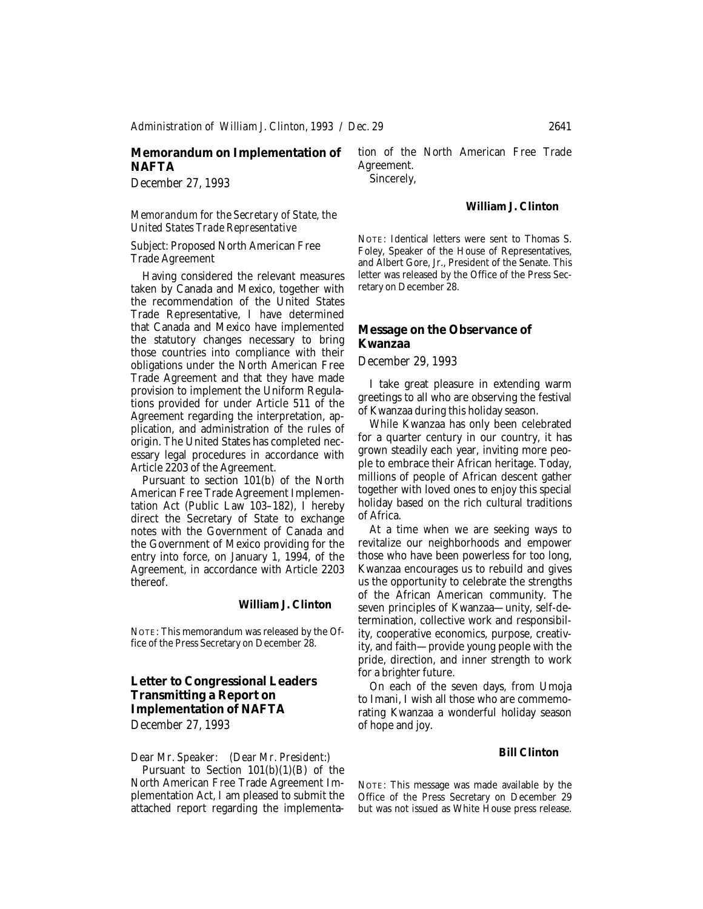## Memorandum on Implementation of NAFTA

December 27, 1993

*Memorandum for the Secretary of State, the United States Trade Representative*

*Subject:* Proposed North American Free Trade Agreement

Having considered the relevant measures taken by Canada and Mexico, together with the recommendation of the United States Trade Representative, I have determined that Canada and Mexico have implemented the statutory changes necessary to bring those countries into compliance with their obligations under the North American Free Trade Agreement and that they have made provision to implement the Uniform Regulations provided for under Article 511 of the Agreement regarding the interpretation, application, and administration of the rules of origin. The United States has completed necessary legal procedures in accordance with Article 2203 of the Agreement.

Pursuant to section 101(b) of the North American Free Trade Agreement Implementation Act (Public Law 103–182), I hereby direct the Secretary of State to exchange notes with the Government of Canada and the Government of Mexico providing for the entry into force, on January 1, 1994, of the Agreement, in accordance with Article 2203 thereof.

**William J. Clinton**

NOTE: This memorandum was released by the Office of the Press Secretary on December 28.

## Letter to Congressional Leaders Transmitting a Report on Implementation of NAFTA

December 27, 1993

*Dear Mr. Speaker: (Dear Mr. President:)*

Pursuant to Section 101(b)(1)(B) of the North American Free Trade Agreement Implementation Act, I am pleased to submit the attached report regarding the implementation of the North American Free Trade Agreement.

Sincerely,

**William J. Clinton**

NOTE: Identical letters were sent to Thomas S. Foley, Speaker of the House of Representatives, and Albert Gore, Jr., President of the Senate. This letter was released by the Office of the Press Secretary on December 28.

## Message on the Observance of Kwanzaa

December 29, 1993

I take great pleasure in extending warm greetings to all who are observing the festival of Kwanzaa during this holiday season.

While Kwanzaa has only been celebrated for a quarter century in our country, it has grown steadily each year, inviting more people to embrace their African heritage. Today, millions of people of African descent gather together with loved ones to enjoy this special holiday based on the rich cultural traditions of Africa.

At a time when we are seeking ways to revitalize our neighborhoods and empower those who have been powerless for too long, Kwanzaa encourages us to rebuild and gives us the opportunity to celebrate the strengths of the African American community. The seven principles of Kwanzaa—unity, self-determination, collective work and responsibility, cooperative economics, purpose, creativity, and faith—provide young people with the pride, direction, and inner strength to work for a brighter future.

On each of the seven days, from Umoja to Imani, I wish all those who are commemorating Kwanzaa a wonderful holiday season of hope and joy.

**Bill Clinton**

NOTE: This message was made available by the Office of the Press Secretary on December 29 but was not issued as White House press release.